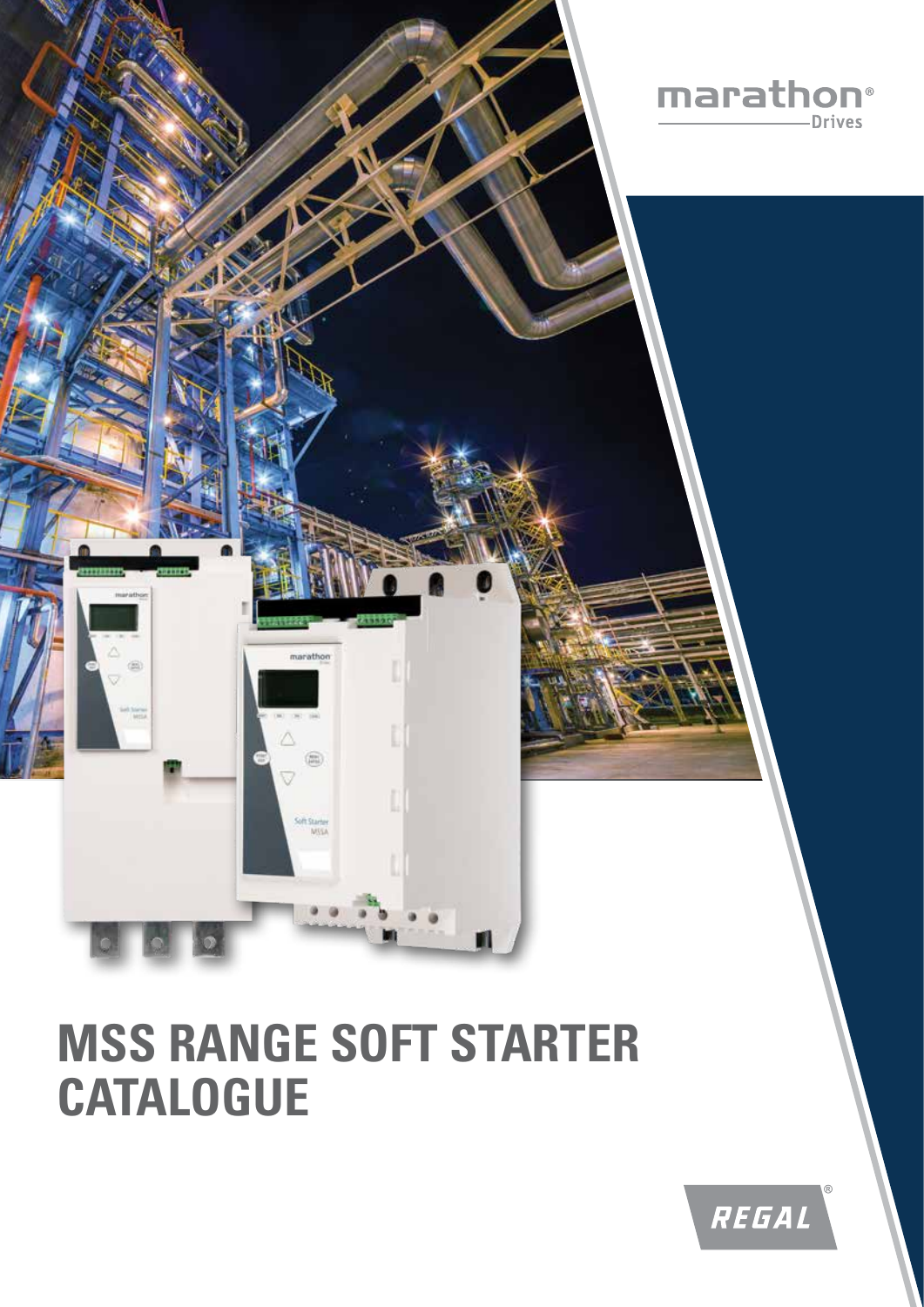marathon®
Drives

# MSS RANGE SOFT STARTER CATALOGUE

REGAL®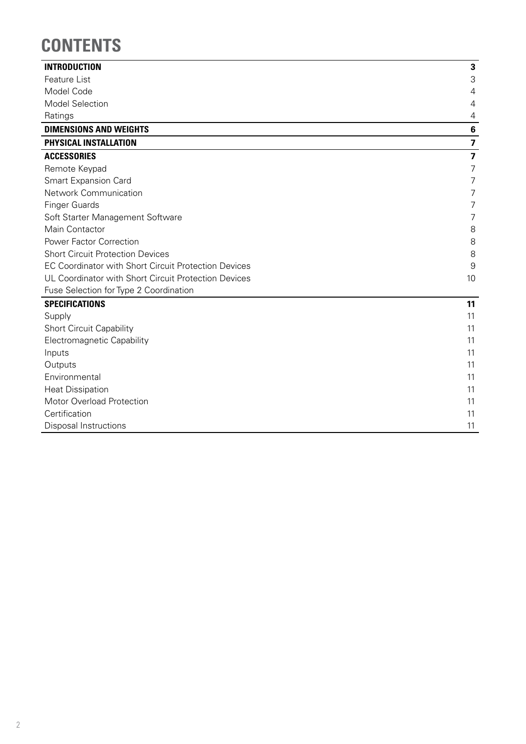# CONTENTS

| | |
|---|---|
| **INTRODUCTION** | **3** |
| Feature List | 3 |
| Model Code | 4 |
| Model Selection | 4 |
| Ratings | 4 |
| **DIMENSIONS AND WEIGHTS** | **6** |
| **PHYSICAL INSTALLATION** | **7** |
| **ACCESSORIES** | **7** |
| Remote Keypad | 7 |
| Smart Expansion Card | 7 |
| Network Communication | 7 |
| Finger Guards | 7 |
| Soft Starter Management Software | 7 |
| Main Contactor | 8 |
| Power Factor Correction | 8 |
| Short Circuit Protection Devices | 8 |
| EC Coordinator with Short Circuit Protection Devices | 9 |
| UL Coordinator with Short Circuit Protection Devices | 10 |
| Fuse Selection for Type 2 Coordination | |
| **SPECIFICATIONS** | **11** |
| Supply | 11 |
| Short Circuit Capability | 11 |
| Electromagnetic Capability | 11 |
| Inputs | 11 |
| Outputs | 11 |
| Environmental | 11 |
| Heat Dissipation | 11 |
| Motor Overload Protection | 11 |
| Certification | 11 |
| Disposal Instructions | 11 |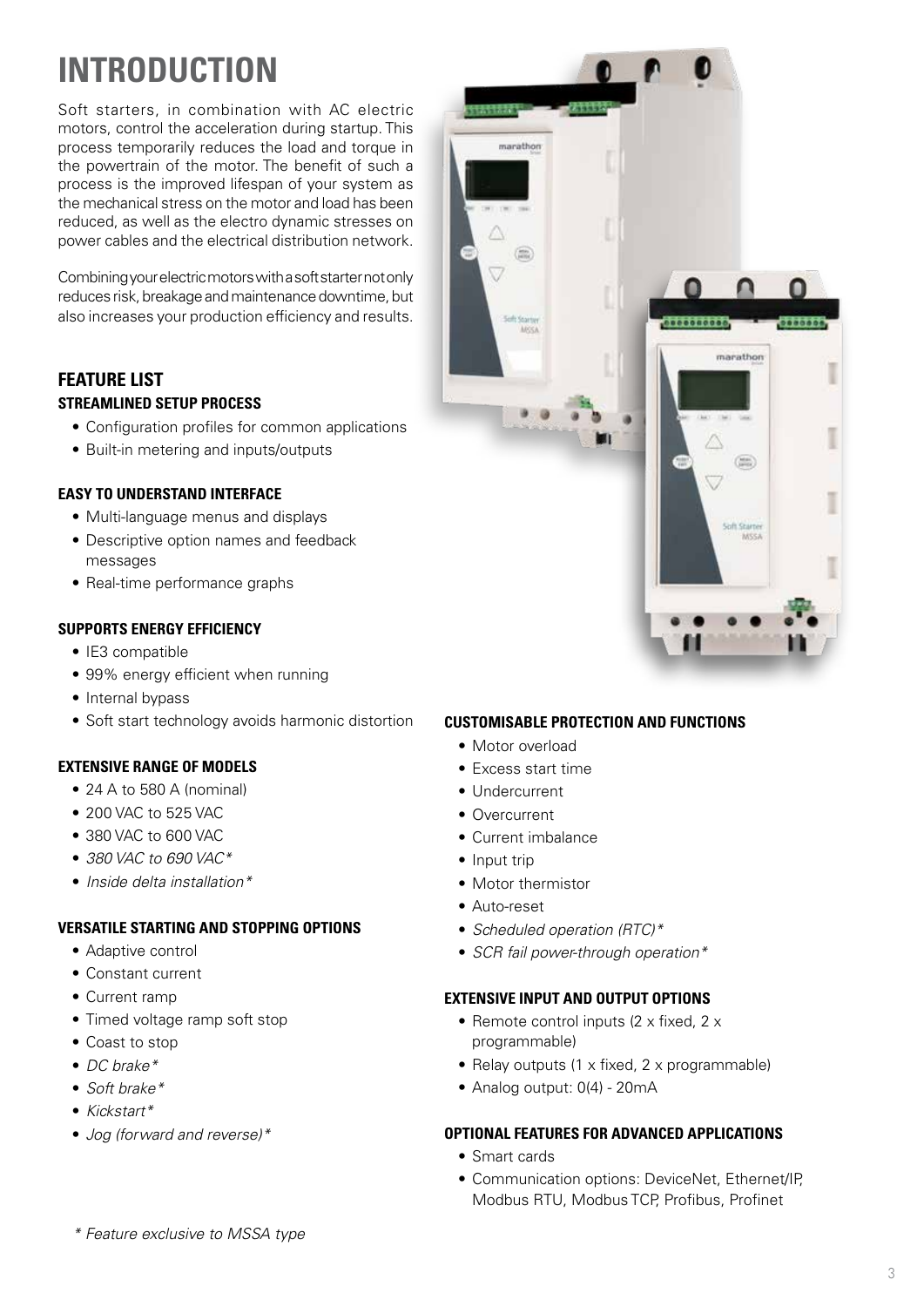# INTRODUCTION

Soft starters, in combination with AC electric motors, control the acceleration during startup. This process temporarily reduces the load and torque in the powertrain of the motor. The benefit of such a process is the improved lifespan of your system as the mechanical stress on the motor and load has been reduced, as well as the electro dynamic stresses on power cables and the electrical distribution network.

Combining your electric motors with a soft starter not only reduces risk, breakage and maintenance downtime, but also increases your production efficiency and results.

## FEATURE LIST

### STREAMLINED SETUP PROCESS

- Configuration profiles for common applications
- Built-in metering and inputs/outputs

### EASY TO UNDERSTAND INTERFACE

- Multi-language menus and displays
- Descriptive option names and feedback messages
- Real-time performance graphs

### SUPPORTS ENERGY EFFICIENCY

- IE3 compatible
- 99% energy efficient when running
- Internal bypass
- Soft start technology avoids harmonic distortion

### EXTENSIVE RANGE OF MODELS

- 24 A to 580 A (nominal)
- 200 VAC to 525 VAC
- 380 VAC to 600 VAC
- *380 VAC to 690 VAC**
- *Inside delta installation**

### VERSATILE STARTING AND STOPPING OPTIONS

- Adaptive control
- Constant current
- Current ramp
- Timed voltage ramp soft stop
- Coast to stop
- *DC brake**
- *Soft brake**
- *Kickstart**
- *Jog (forward and reverse)**

### CUSTOMISABLE PROTECTION AND FUNCTIONS

- Motor overload
- Excess start time
- Undercurrent
- Overcurrent
- Current imbalance
- Input trip
- Motor thermistor
- Auto-reset
- *Scheduled operation (RTC)**
- *SCR fail power-through operation**

### EXTENSIVE INPUT AND OUTPUT OPTIONS

- Remote control inputs (2 x fixed, 2 x programmable)
- Relay outputs (1 x fixed, 2 x programmable)
- Analog output: 0(4) - 20mA

### OPTIONAL FEATURES FOR ADVANCED APPLICATIONS

- Smart cards
- Communication options: DeviceNet, Ethernet/IP, Modbus RTU, Modbus TCP, Profibus, Profinet

*\* Feature exclusive to MSSA type*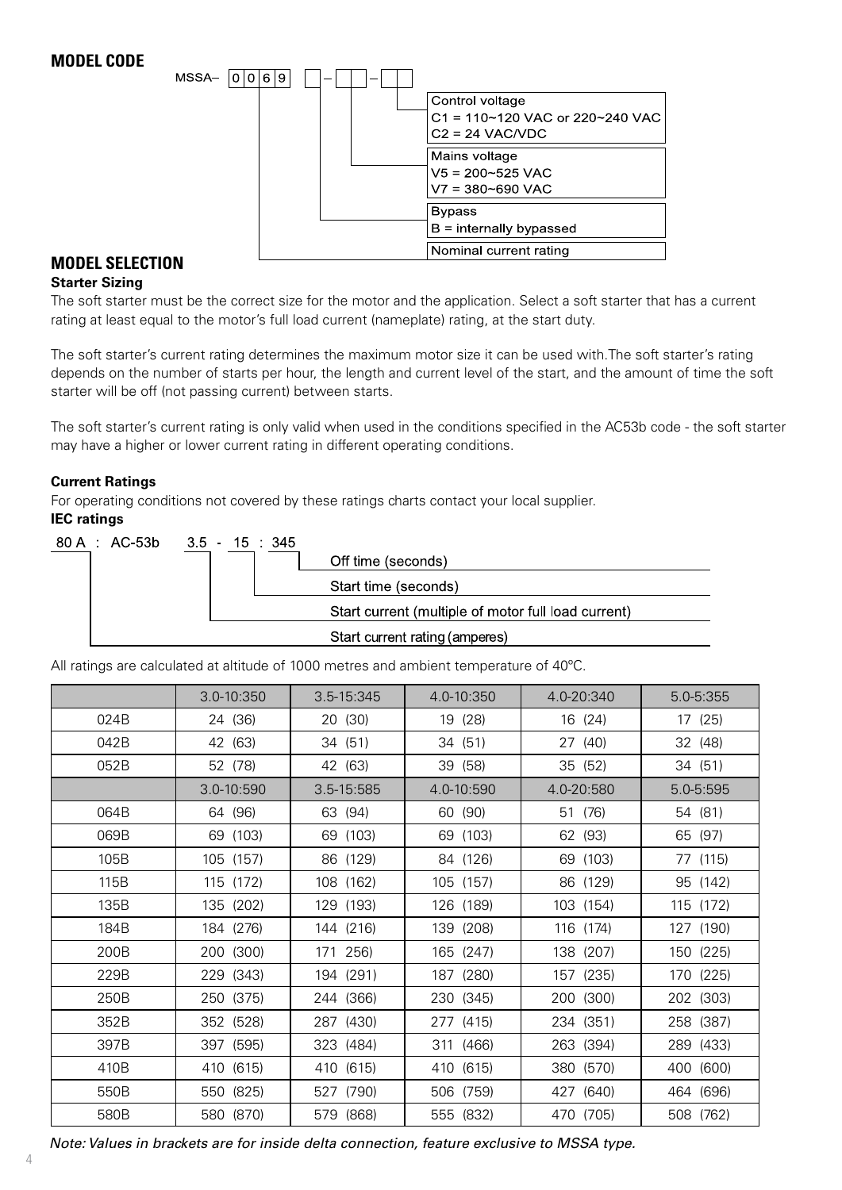## MODEL CODE

MSSA– 0 0 6 9 [ ] – [ ] [ ] – [ ] [ ]

- Control voltage
  - C1 = 110~120 VAC or 220~240 VAC
  - C2 = 24 VAC/VDC
- Mains voltage
  - V5 = 200~525 VAC
  - V7 = 380~690 VAC
- Bypass
  - B = internally bypassed
- Nominal current rating

## MODEL SELECTION

### Starter Sizing

The soft starter must be the correct size for the motor and the application. Select a soft starter that has a current rating at least equal to the motor's full load current (nameplate) rating, at the start duty.

The soft starter's current rating determines the maximum motor size it can be used with.The soft starter's rating depends on the number of starts per hour, the length and current level of the start, and the amount of time the soft starter will be off (not passing current) between starts.

The soft starter's current rating is only valid when used in the conditions specified in the AC53b code - the soft starter may have a higher or lower current rating in different operating conditions.

### Current Ratings

For operating conditions not covered by these ratings charts contact your local supplier.

**IEC ratings**

80 A : AC-53b 3.5 - 15 : 345

- Off time (seconds)
- Start time (seconds)
- Start current (multiple of motor full load current)
- Start current rating (amperes)

All ratings are calculated at altitude of 1000 metres and ambient temperature of 40ºC.

| | 3.0-10:350 | 3.5-15:345 | 4.0-10:350 | 4.0-20:340 | 5.0-5:355 |
|---|---|---|---|---|---|
| 024B | 24 (36) | 20 (30) | 19 (28) | 16 (24) | 17 (25) |
| 042B | 42 (63) | 34 (51) | 34 (51) | 27 (40) | 32 (48) |
| 052B | 52 (78) | 42 (63) | 39 (58) | 35 (52) | 34 (51) |
| | 3.0-10:590 | 3.5-15:585 | 4.0-10:590 | 4.0-20:580 | 5.0-5:595 |
| 064B | 64 (96) | 63 (94) | 60 (90) | 51 (76) | 54 (81) |
| 069B | 69 (103) | 69 (103) | 69 (103) | 62 (93) | 65 (97) |
| 105B | 105 (157) | 86 (129) | 84 (126) | 69 (103) | 77 (115) |
| 115B | 115 (172) | 108 (162) | 105 (157) | 86 (129) | 95 (142) |
| 135B | 135 (202) | 129 (193) | 126 (189) | 103 (154) | 115 (172) |
| 184B | 184 (276) | 144 (216) | 139 (208) | 116 (174) | 127 (190) |
| 200B | 200 (300) | 171 256) | 165 (247) | 138 (207) | 150 (225) |
| 229B | 229 (343) | 194 (291) | 187 (280) | 157 (235) | 170 (225) |
| 250B | 250 (375) | 244 (366) | 230 (345) | 200 (300) | 202 (303) |
| 352B | 352 (528) | 287 (430) | 277 (415) | 234 (351) | 258 (387) |
| 397B | 397 (595) | 323 (484) | 311 (466) | 263 (394) | 289 (433) |
| 410B | 410 (615) | 410 (615) | 410 (615) | 380 (570) | 400 (600) |
| 550B | 550 (825) | 527 (790) | 506 (759) | 427 (640) | 464 (696) |
| 580B | 580 (870) | 579 (868) | 555 (832) | 470 (705) | 508 (762) |

*Note: Values in brackets are for inside delta connection, feature exclusive to MSSA type.*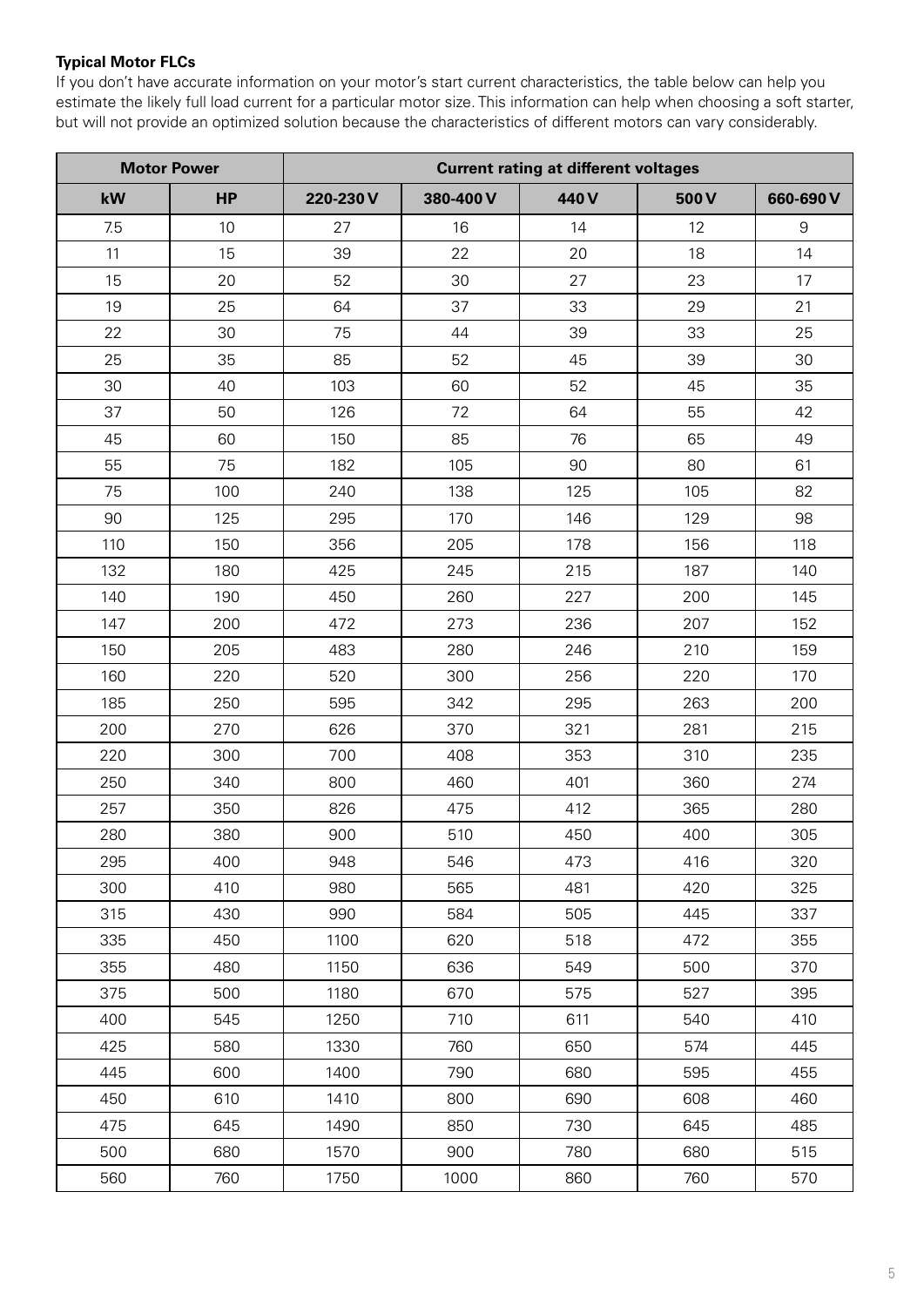**Typical Motor FLCs**

If you don't have accurate information on your motor's start current characteristics, the table below can help you estimate the likely full load current for a particular motor size. This information can help when choosing a soft starter, but will not provide an optimized solution because the characteristics of different motors can vary considerably.

| Motor Power | | Current rating at different voltages | | | | |
|---|---|---|---|---|---|---|
| kW | HP | 220-230 V | 380-400 V | 440 V | 500 V | 660-690 V |
| 7.5 | 10 | 27 | 16 | 14 | 12 | 9 |
| 11 | 15 | 39 | 22 | 20 | 18 | 14 |
| 15 | 20 | 52 | 30 | 27 | 23 | 17 |
| 19 | 25 | 64 | 37 | 33 | 29 | 21 |
| 22 | 30 | 75 | 44 | 39 | 33 | 25 |
| 25 | 35 | 85 | 52 | 45 | 39 | 30 |
| 30 | 40 | 103 | 60 | 52 | 45 | 35 |
| 37 | 50 | 126 | 72 | 64 | 55 | 42 |
| 45 | 60 | 150 | 85 | 76 | 65 | 49 |
| 55 | 75 | 182 | 105 | 90 | 80 | 61 |
| 75 | 100 | 240 | 138 | 125 | 105 | 82 |
| 90 | 125 | 295 | 170 | 146 | 129 | 98 |
| 110 | 150 | 356 | 205 | 178 | 156 | 118 |
| 132 | 180 | 425 | 245 | 215 | 187 | 140 |
| 140 | 190 | 450 | 260 | 227 | 200 | 145 |
| 147 | 200 | 472 | 273 | 236 | 207 | 152 |
| 150 | 205 | 483 | 280 | 246 | 210 | 159 |
| 160 | 220 | 520 | 300 | 256 | 220 | 170 |
| 185 | 250 | 595 | 342 | 295 | 263 | 200 |
| 200 | 270 | 626 | 370 | 321 | 281 | 215 |
| 220 | 300 | 700 | 408 | 353 | 310 | 235 |
| 250 | 340 | 800 | 460 | 401 | 360 | 274 |
| 257 | 350 | 826 | 475 | 412 | 365 | 280 |
| 280 | 380 | 900 | 510 | 450 | 400 | 305 |
| 295 | 400 | 948 | 546 | 473 | 416 | 320 |
| 300 | 410 | 980 | 565 | 481 | 420 | 325 |
| 315 | 430 | 990 | 584 | 505 | 445 | 337 |
| 335 | 450 | 1100 | 620 | 518 | 472 | 355 |
| 355 | 480 | 1150 | 636 | 549 | 500 | 370 |
| 375 | 500 | 1180 | 670 | 575 | 527 | 395 |
| 400 | 545 | 1250 | 710 | 611 | 540 | 410 |
| 425 | 580 | 1330 | 760 | 650 | 574 | 445 |
| 445 | 600 | 1400 | 790 | 680 | 595 | 455 |
| 450 | 610 | 1410 | 800 | 690 | 608 | 460 |
| 475 | 645 | 1490 | 850 | 730 | 645 | 485 |
| 500 | 680 | 1570 | 900 | 780 | 680 | 515 |
| 560 | 760 | 1750 | 1000 | 860 | 760 | 570 |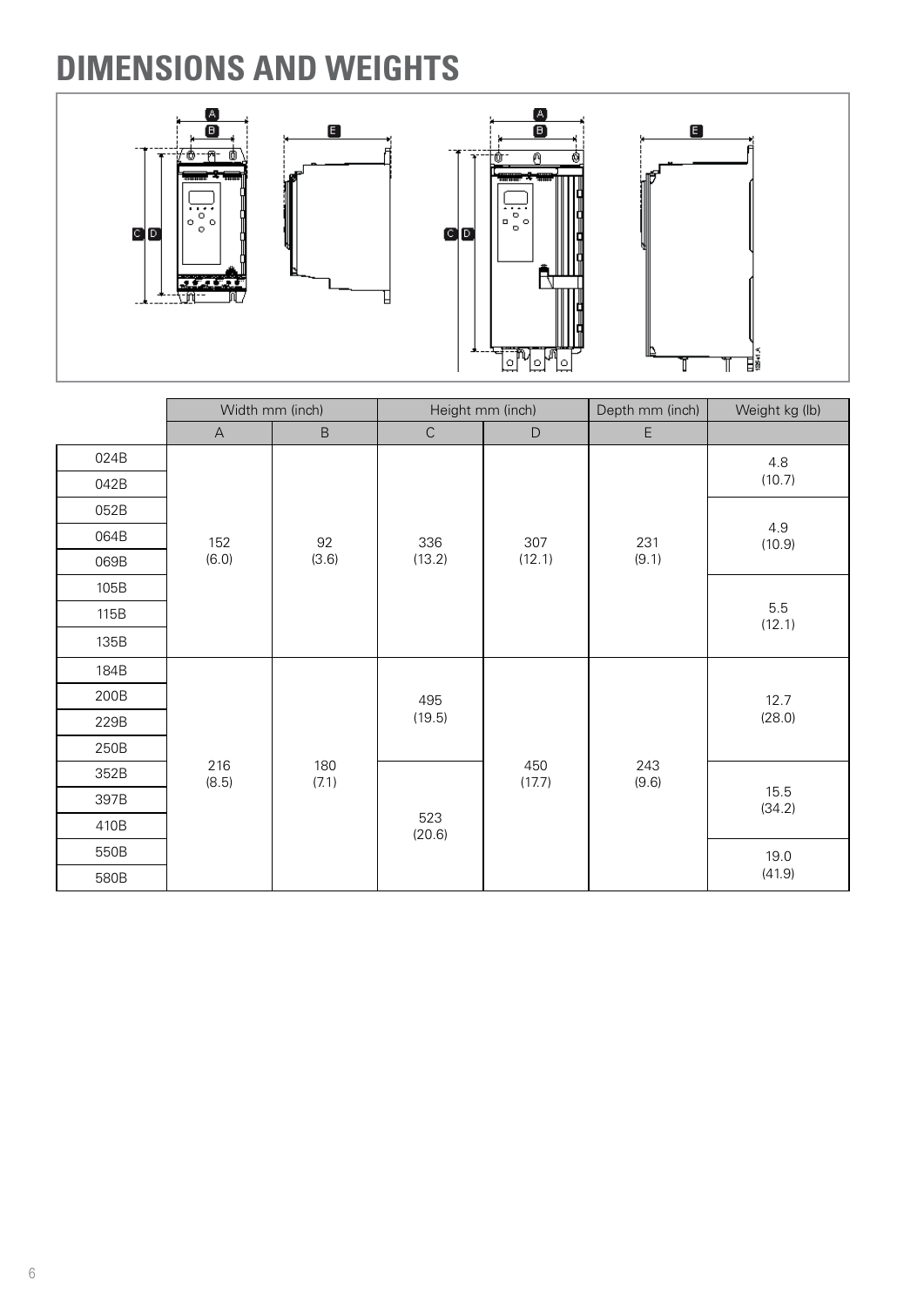# DIMENSIONS AND WEIGHTS

| | Width mm (inch) | | Height mm (inch) | | Depth mm (inch) | Weight kg (lb) |
|---|---|---|---|---|---|---|
| | A | B | C | D | E | |
| 024B | 152 (6.0) | 92 (3.6) | 336 (13.2) | 307 (12.1) | 231 (9.1) | 4.8 (10.7) |
| 042B | 152 (6.0) | 92 (3.6) | 336 (13.2) | 307 (12.1) | 231 (9.1) | 4.8 (10.7) |
| 052B | 152 (6.0) | 92 (3.6) | 336 (13.2) | 307 (12.1) | 231 (9.1) | 4.9 (10.9) |
| 064B | 152 (6.0) | 92 (3.6) | 336 (13.2) | 307 (12.1) | 231 (9.1) | 4.9 (10.9) |
| 069B | 152 (6.0) | 92 (3.6) | 336 (13.2) | 307 (12.1) | 231 (9.1) | 4.9 (10.9) |
| 105B | 152 (6.0) | 92 (3.6) | 336 (13.2) | 307 (12.1) | 231 (9.1) | 5.5 (12.1) |
| 115B | 152 (6.0) | 92 (3.6) | 336 (13.2) | 307 (12.1) | 231 (9.1) | 5.5 (12.1) |
| 135B | 152 (6.0) | 92 (3.6) | 336 (13.2) | 307 (12.1) | 231 (9.1) | 5.5 (12.1) |
| 184B | 216 (8.5) | 180 (7.1) | 495 (19.5) | 450 (17.7) | 243 (9.6) | 12.7 (28.0) |
| 200B | 216 (8.5) | 180 (7.1) | 495 (19.5) | 450 (17.7) | 243 (9.6) | 12.7 (28.0) |
| 229B | 216 (8.5) | 180 (7.1) | 495 (19.5) | 450 (17.7) | 243 (9.6) | 12.7 (28.0) |
| 250B | 216 (8.5) | 180 (7.1) | 495 (19.5) | 450 (17.7) | 243 (9.6) | 12.7 (28.0) |
| 352B | 216 (8.5) | 180 (7.1) | 523 (20.6) | 450 (17.7) | 243 (9.6) | 15.5 (34.2) |
| 397B | 216 (8.5) | 180 (7.1) | 523 (20.6) | 450 (17.7) | 243 (9.6) | 15.5 (34.2) |
| 410B | 216 (8.5) | 180 (7.1) | 523 (20.6) | 450 (17.7) | 243 (9.6) | 15.5 (34.2) |
| 550B | 216 (8.5) | 180 (7.1) | 523 (20.6) | 450 (17.7) | 243 (9.6) | 19.0 (41.9) |
| 580B | 216 (8.5) | 180 (7.1) | 523 (20.6) | 450 (17.7) | 243 (9.6) | 19.0 (41.9) |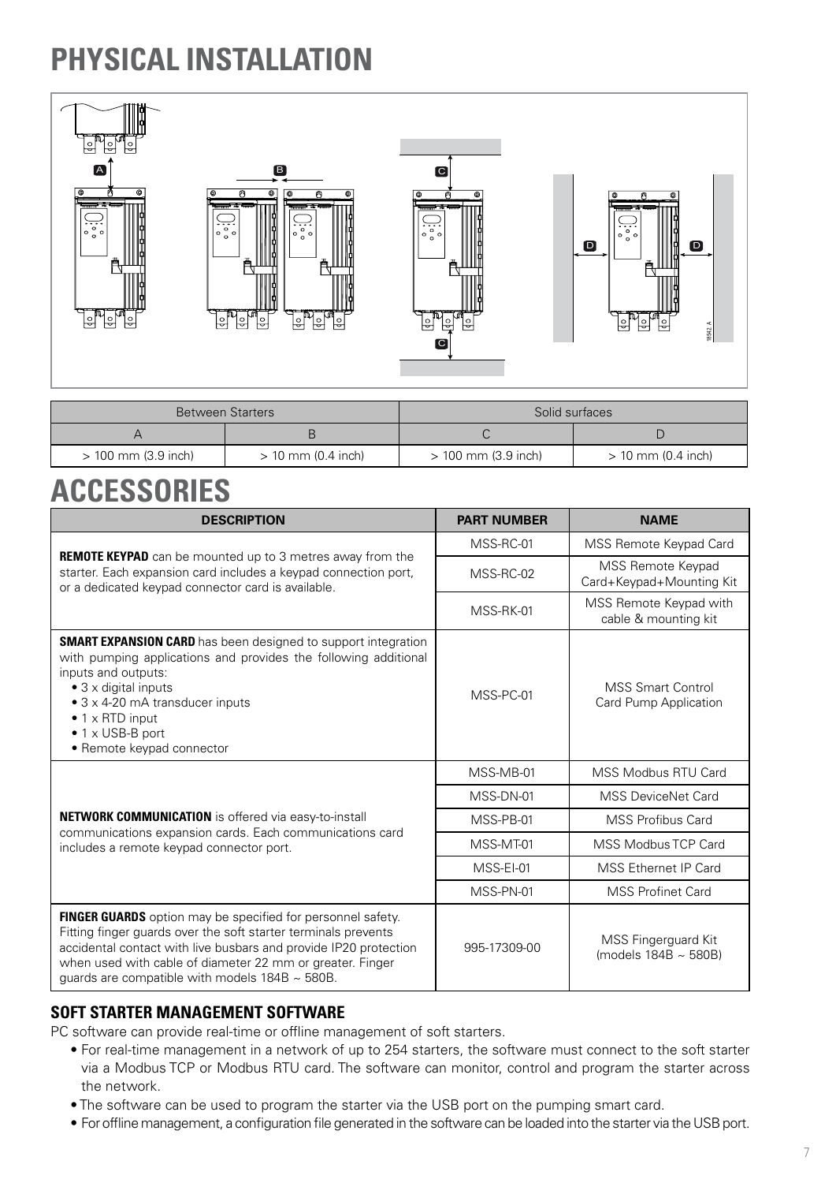# PHYSICAL INSTALLATION

| Between Starters | | Solid surfaces | |
|---|---|---|---|
| A | B | C | D |
| > 100 mm (3.9 inch) | > 10 mm (0.4 inch) | > 100 mm (3.9 inch) | > 10 mm (0.4 inch) |

# ACCESSORIES

| DESCRIPTION | PART NUMBER | NAME |
|---|---|---|
| **REMOTE KEYPAD** can be mounted up to 3 metres away from the starter. Each expansion card includes a keypad connection port, or a dedicated keypad connector card is available. | MSS-RC-01 | MSS Remote Keypad Card |
| | MSS-RC-02 | MSS Remote Keypad Card+Keypad+Mounting Kit |
| | MSS-RK-01 | MSS Remote Keypad with cable & mounting kit |
| **SMART EXPANSION CARD** has been designed to support integration with pumping applications and provides the following additional inputs and outputs: • 3 x digital inputs • 3 x 4-20 mA transducer inputs • 1 x RTD input • 1 x USB-B port • Remote keypad connector | MSS-PC-01 | MSS Smart Control Card Pump Application |
| **NETWORK COMMUNICATION** is offered via easy-to-install communications expansion cards. Each communications card includes a remote keypad connector port. | MSS-MB-01 | MSS Modbus RTU Card |
| | MSS-DN-01 | MSS DeviceNet Card |
| | MSS-PB-01 | MSS Profibus Card |
| | MSS-MT-01 | MSS Modbus TCP Card |
| | MSS-EI-01 | MSS Ethernet IP Card |
| | MSS-PN-01 | MSS Profinet Card |
| **FINGER GUARDS** option may be specified for personnel safety. Fitting finger guards over the soft starter terminals prevents accidental contact with live busbars and provide IP20 protection when used with cable of diameter 22 mm or greater. Finger guards are compatible with models 184B ~ 580B. | 995-17309-00 | MSS Fingerguard Kit (models 184B ~ 580B) |

### SOFT STARTER MANAGEMENT SOFTWARE

PC software can provide real-time or offline management of soft starters.

- For real-time management in a network of up to 254 starters, the software must connect to the soft starter via a Modbus TCP or Modbus RTU card. The software can monitor, control and program the starter across the network.
- The software can be used to program the starter via the USB port on the pumping smart card.
- For offline management, a configuration file generated in the software can be loaded into the starter via the USB port.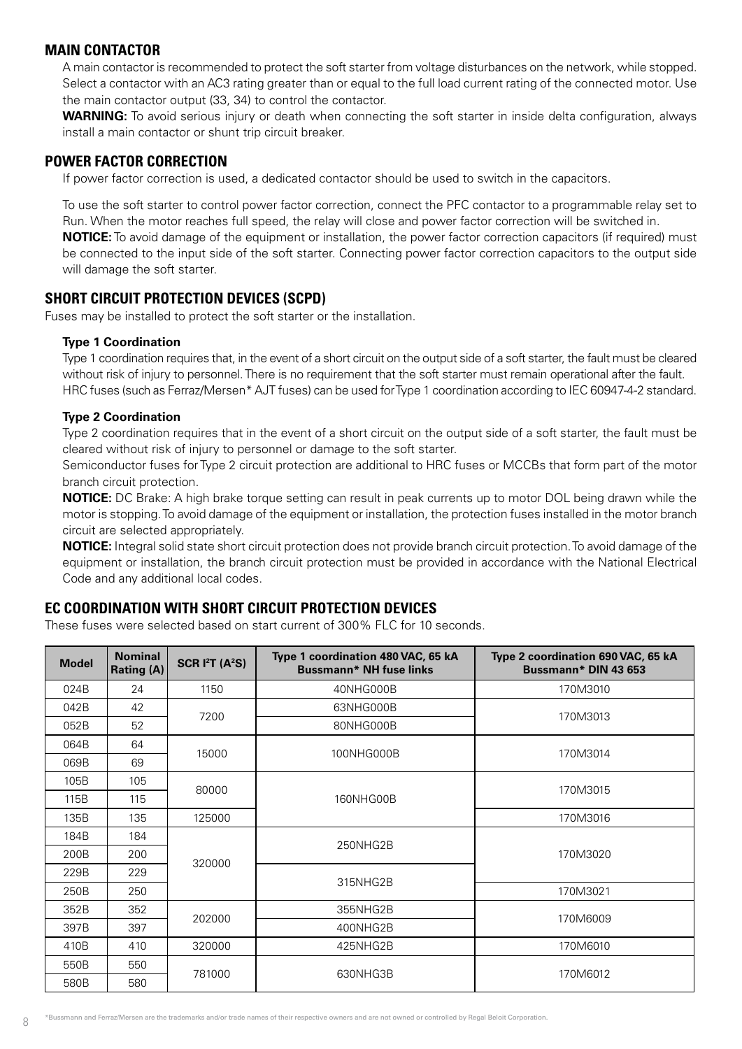## MAIN CONTACTOR

A main contactor is recommended to protect the soft starter from voltage disturbances on the network, while stopped. Select a contactor with an AC3 rating greater than or equal to the full load current rating of the connected motor. Use the main contactor output (33, 34) to control the contactor.

**WARNING:** To avoid serious injury or death when connecting the soft starter in inside delta configuration, always install a main contactor or shunt trip circuit breaker.

## POWER FACTOR CORRECTION

If power factor correction is used, a dedicated contactor should be used to switch in the capacitors.

To use the soft starter to control power factor correction, connect the PFC contactor to a programmable relay set to Run. When the motor reaches full speed, the relay will close and power factor correction will be switched in.

**NOTICE:** To avoid damage of the equipment or installation, the power factor correction capacitors (if required) must be connected to the input side of the soft starter. Connecting power factor correction capacitors to the output side will damage the soft starter.

## SHORT CIRCUIT PROTECTION DEVICES (SCPD)

Fuses may be installed to protect the soft starter or the installation.

### Type 1 Coordination

Type 1 coordination requires that, in the event of a short circuit on the output side of a soft starter, the fault must be cleared without risk of injury to personnel. There is no requirement that the soft starter must remain operational after the fault. HRC fuses (such as Ferraz/Mersen* AJT fuses) can be used for Type 1 coordination according to IEC 60947-4-2 standard.

### Type 2 Coordination

Type 2 coordination requires that in the event of a short circuit on the output side of a soft starter, the fault must be cleared without risk of injury to personnel or damage to the soft starter.

Semiconductor fuses for Type 2 circuit protection are additional to HRC fuses or MCCBs that form part of the motor branch circuit protection.

**NOTICE:** DC Brake: A high brake torque setting can result in peak currents up to motor DOL being drawn while the motor is stopping. To avoid damage of the equipment or installation, the protection fuses installed in the motor branch circuit are selected appropriately.

**NOTICE:** Integral solid state short circuit protection does not provide branch circuit protection. To avoid damage of the equipment or installation, the branch circuit protection must be provided in accordance with the National Electrical Code and any additional local codes.

## EC COORDINATION WITH SHORT CIRCUIT PROTECTION DEVICES

These fuses were selected based on start current of 300% FLC for 10 seconds.

| Model | Nominal Rating (A) | SCR $I^2T$ ($A^2S$) | Type 1 coordination 480 VAC, 65 kA Bussmann* NH fuse links | Type 2 coordination 690 VAC, 65 kA Bussmann* DIN 43 653 |
|---|---|---|---|---|
| 024B | 24 | 1150 | 40NHG000B | 170M3010 |
| 042B | 42 | 7200 | 63NHG000B | 170M3013 |
| 052B | 52 | | 80NHG000B | |
| 064B | 64 | 15000 | 100NHG000B | 170M3014 |
| 069B | 69 | | | |
| 105B | 105 | 80000 | 160NHG00B | 170M3015 |
| 115B | 115 | | | |
| 135B | 135 | 125000 | | 170M3016 |
| 184B | 184 | 320000 | 250NHG2B | 170M3020 |
| 200B | 200 | | | |
| 229B | 229 | | 315NHG2B | |
| 250B | 250 | | | 170M3021 |
| 352B | 352 | 202000 | 355NHG2B | 170M6009 |
| 397B | 397 | | 400NHG2B | |
| 410B | 410 | 320000 | 425NHG2B | 170M6010 |
| 550B | 550 | 781000 | 630NHG3B | 170M6012 |
| 580B | 580 | | | |

*Bussmann and Ferraz/Mersen are the trademarks and/or trade names of their respective owners and are not owned or controlled by Regal Beloit Corporation.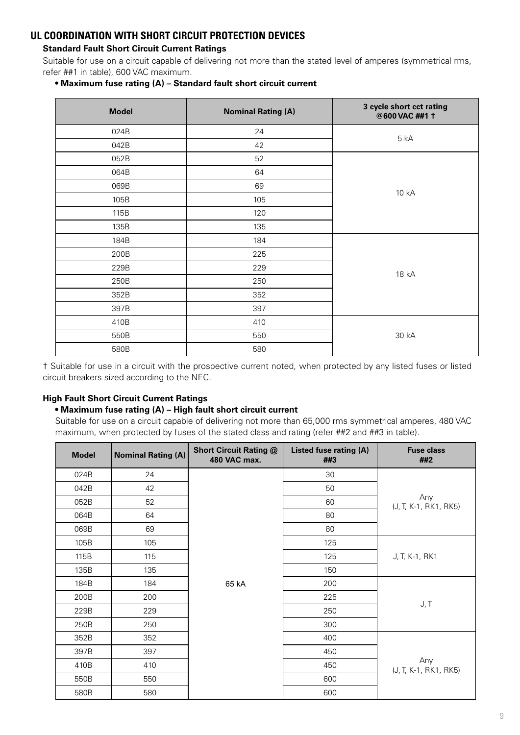## UL COORDINATION WITH SHORT CIRCUIT PROTECTION DEVICES

### Standard Fault Short Circuit Current Ratings

Suitable for use on a circuit capable of delivering not more than the stated level of amperes (symmetrical rms, refer ##1 in table), 600 VAC maximum.

- **Maximum fuse rating (A) – Standard fault short circuit current**

| Model | Nominal Rating (A) | 3 cycle short cct rating @600 VAC ##1 † |
|---|---|---|
| 024B | 24 | 5 kA |
| 042B | 42 | |
| 052B | 52 | 10 kA |
| 064B | 64 | |
| 069B | 69 | |
| 105B | 105 | |
| 115B | 120 | |
| 135B | 135 | |
| 184B | 184 | 18 kA |
| 200B | 225 | |
| 229B | 229 | |
| 250B | 250 | |
| 352B | 352 | |
| 397B | 397 | |
| 410B | 410 | 30 kA |
| 550B | 550 | |
| 580B | 580 | |

† Suitable for use in a circuit with the prospective current noted, when protected by any listed fuses or listed circuit breakers sized according to the NEC.

### High Fault Short Circuit Current Ratings

- **Maximum fuse rating (A) – High fault short circuit current**

Suitable for use on a circuit capable of delivering not more than 65,000 rms symmetrical amperes, 480 VAC maximum, when protected by fuses of the stated class and rating (refer ##2 and ##3 in table).

| Model | Nominal Rating (A) | Short Circuit Rating @ 480 VAC max. | Listed fuse rating (A) ##3 | Fuse class ##2 |
|---|---|---|---|---|
| 024B | 24 | 65 kA | 30 | Any (J, T, K-1, RK1, RK5) |
| 042B | 42 | | 50 | |
| 052B | 52 | | 60 | |
| 064B | 64 | | 80 | |
| 069B | 69 | | 80 | |
| 105B | 105 | | 125 | J, T, K-1, RK1 |
| 115B | 115 | | 125 | |
| 135B | 135 | | 150 | |
| 184B | 184 | | 200 | J, T |
| 200B | 200 | | 225 | |
| 229B | 229 | | 250 | |
| 250B | 250 | | 300 | |
| 352B | 352 | | 400 | Any (J, T, K-1, RK1, RK5) |
| 397B | 397 | | 450 | |
| 410B | 410 | | 450 | |
| 550B | 550 | | 600 | |
| 580B | 580 | | 600 | |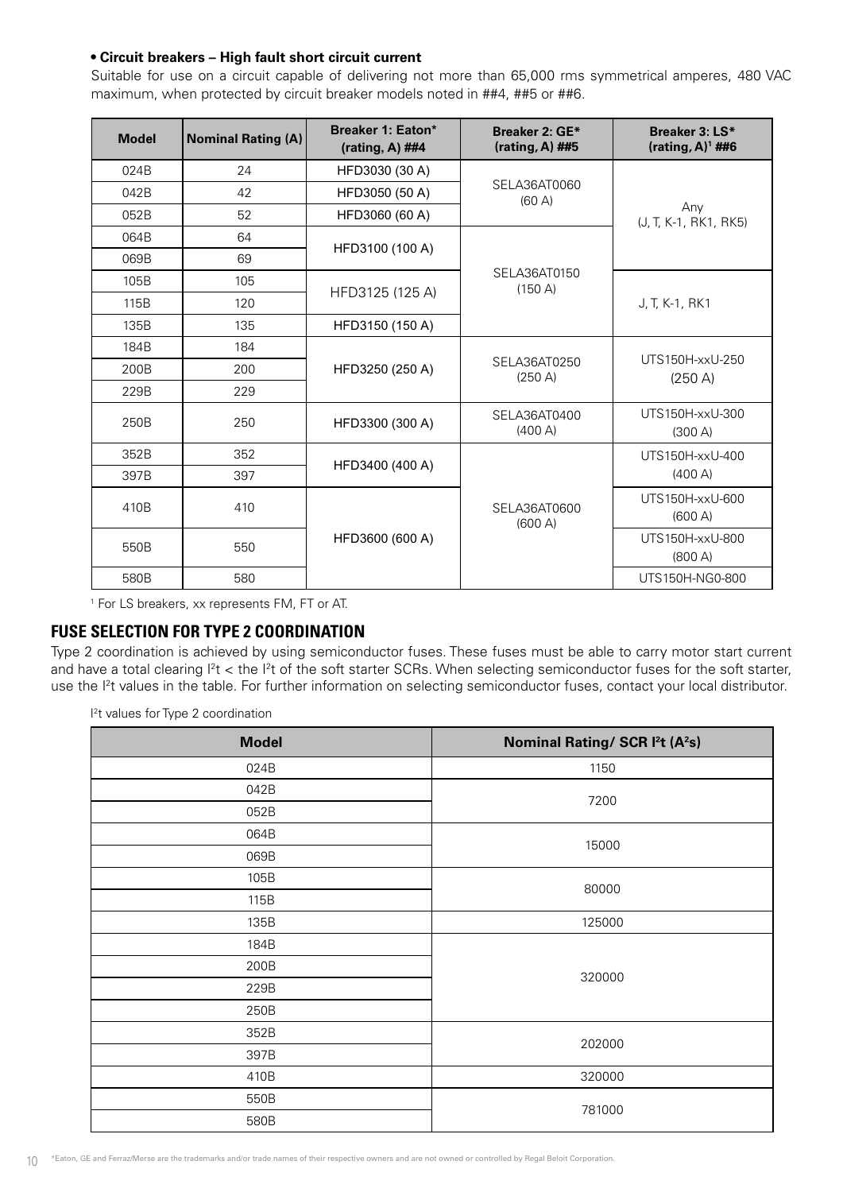- **Circuit breakers – High fault short circuit current**

Suitable for use on a circuit capable of delivering not more than 65,000 rms symmetrical amperes, 480 VAC maximum, when protected by circuit breaker models noted in ##4, ##5 or ##6.

| Model | Nominal Rating (A) | Breaker 1: Eaton* (rating, A) ##4 | Breaker 2: GE* (rating, A) ##5 | Breaker 3: LS* (rating, A)[1] ##6 |
|---|---|---|---|---|
| 024B | 24 | HFD3030 (30 A) | SELA36AT0060 (60 A) | Any (J, T, K-1, RK1, RK5) |
| 042B | 42 | HFD3050 (50 A) | | |
| 052B | 52 | HFD3060 (60 A) | | |
| 064B | 64 | HFD3100 (100 A) | SELA36AT0150 (150 A) | |
| 069B | 69 | | | |
| 105B | 105 | HFD3125 (125 A) | | J, T, K-1, RK1 |
| 115B | 120 | | | |
| 135B | 135 | HFD3150 (150 A) | | |
| 184B | 184 | HFD3250 (250 A) | SELA36AT0250 (250 A) | UTS150H-xxU-250 (250 A) |
| 200B | 200 | | | |
| 229B | 229 | | | |
| 250B | 250 | HFD3300 (300 A) | SELA36AT0400 (400 A) | UTS150H-xxU-300 (300 A) |
| 352B | 352 | HFD3400 (400 A) | SELA36AT0600 (600 A) | UTS150H-xxU-400 (400 A) |
| 397B | 397 | | | |
| 410B | 410 | HFD3600 (600 A) | | UTS150H-xxU-600 (600 A) |
| 550B | 550 | | | UTS150H-xxU-800 (800 A) |
| 580B | 580 | | | UTS150H-NG0-800 |

[1] For LS breakers, xx represents FM, FT or AT.

## FUSE SELECTION FOR TYPE 2 COORDINATION

Type 2 coordination is achieved by using semiconductor fuses. These fuses must be able to carry motor start current and have a total clearing $I^2t$ < the $I^2t$ of the soft starter SCRs. When selecting semiconductor fuses for the soft starter, use the $I^2t$ values in the table. For further information on selecting semiconductor fuses, contact your local distributor.

$I^2t$ values for Type 2 coordination

| Model | Nominal Rating/ SCR $I^2t$ ($A^2s$) |
|---|---|
| 024B | 1150 |
| 042B | 7200 |
| 052B | |
| 064B | 15000 |
| 069B | |
| 105B | 80000 |
| 115B | |
| 135B | 125000 |
| 184B | 320000 |
| 200B | |
| 229B | |
| 250B | |
| 352B | 202000 |
| 397B | |
| 410B | 320000 |
| 550B | 781000 |
| 580B | |

*Eaton, GE and Ferraz/Merse are the trademarks and/or trade names of their respective owners and are not owned or controlled by Regal Beloit Corporation.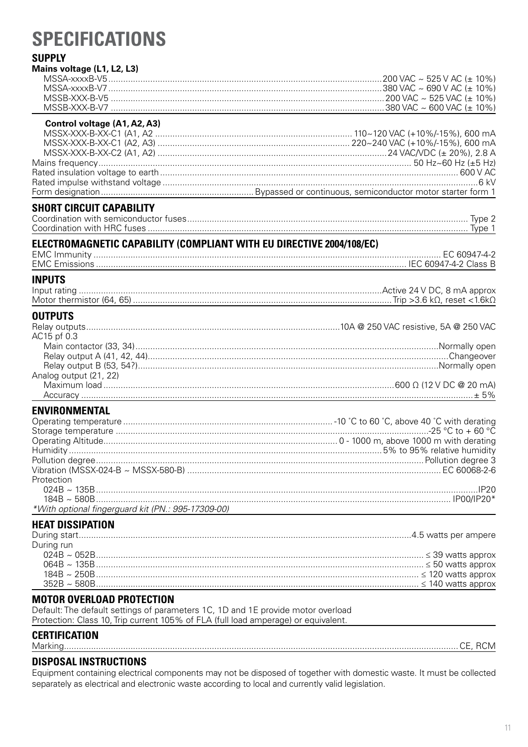# SPECIFICATIONS

## SUPPLY

**Mains voltage (L1, L2, L3)**

| | |
|---|---|
| MSSA-xxxxB-V5 | 200 VAC ~ 525 V AC (± 10%) |
| MSSA-xxxxB-V7 | 380 VAC ~ 690 V AC (± 10%) |
| MSSB-XXX-B-V5 | 200 VAC ~ 525 VAC (± 10%) |
| MSSB-XXX-B-V7 | 380 VAC ~ 600 VAC (± 10%) |

**Control voltage (A1, A2, A3)**

| | |
|---|---|
| MSSX-XXX-B-XX-C1 (A1, A2 | 110~120 VAC (+10%/-15%), 600 mA |
| MSSX-XXX-B-XX-C1 (A2, A3) | 220~240 VAC (+10%/-15%), 600 mA |
| MSSX-XXX-B-XX-C2 (A1, A2) | 24 VAC/VDC (± 20%), 2.8 A |
| Mains frequency | 50 Hz~60 Hz (±5 Hz) |
| Rated insulation voltage to earth | 600 V AC |
| Rated impulse withstand voltage | 6 kV |
| Form designation | Bypassed or continuous, semiconductor motor starter form 1 |

## SHORT CIRCUIT CAPABILITY

| | |
|---|---|
| Coordination with semiconductor fuses | Type 2 |
| Coordination with HRC fuses | Type 1 |

## ELECTROMAGNETIC CAPABILITY (COMPLIANT WITH EU DIRECTIVE 2004/108/EC)

| | |
|---|---|
| EMC Immunity | EC 60947-4-2 |
| EMC Emissions | IEC 60947-4-2 Class B |

## INPUTS

| | |
|---|---|
| Input rating | Active 24 V DC, 8 mA approx |
| Motor thermistor (64, 65) | Trip >3.6 kΩ, reset <1.6kΩ |

## OUTPUTS

| | |
|---|---|
| Relay outputs | 10A @ 250 VAC resistive, 5A @ 250 VAC AC15 pf 0.3 |
| Main contactor (33, 34) | Normally open |
| Relay output A (41, 42, 44) | Changeover |
| Relay output B (53, 54?) | Normally open |
| Analog output (21, 22) | |
| Maximum load | 600 Ω (12 V DC @ 20 mA) |
| Accuracy | ± 5% |

## ENVIRONMENTAL

| | |
|---|---|
| Operating temperature | -10 ˚C to 60 ˚C, above 40 ˚C with derating |
| Storage temperature | -25 °C to + 60 °C |
| Operating Altitude | 0 - 1000 m, above 1000 m with derating |
| Humidity | 5% to 95% relative humidity |
| Pollution degree | Pollution degree 3 |
| Vibration (MSSX-024-B ~ MSSX-580-B) | EC 60068-2-6 |
| Protection | |
| 024B ~ 135B | IP20 |
| 184B ~ 580B | IP00/IP20* |

*With optional fingerguard kit (PN.: 995-17309-00)*

## HEAT DISSIPATION

| | |
|---|---|
| During start | 4.5 watts per ampere |
| During run | |
| 024B ~ 052B | ≤ 39 watts approx |
| 064B ~ 135B | ≤ 50 watts approx |
| 184B ~ 250B | ≤ 120 watts approx |
| 352B ~ 580B | ≤ 140 watts approx |

## MOTOR OVERLOAD PROTECTION

Default: The default settings of parameters 1C, 1D and 1E provide motor overload Protection: Class 10, Trip current 105% of FLA (full load amperage) or equivalent.

## CERTIFICATION

| | |
|---|---|
| Marking | CE, RCM |

## DISPOSAL INSTRUCTIONS

Equipment containing electrical components may not be disposed of together with domestic waste. It must be collected separately as electrical and electronic waste according to local and currently valid legislation.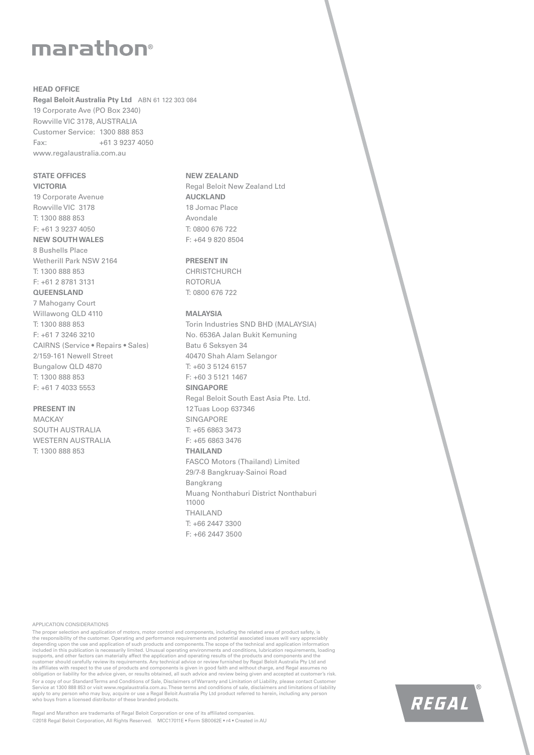# marathon®

**HEAD OFFICE**

**Regal Beloit Australia Pty Ltd** ABN 61 122 303 084
19 Corporate Ave (PO Box 2340)
Rowville VIC 3178, AUSTRALIA
Customer Service: 1300 888 853
Fax: +61 3 9237 4050
www.regalaustralia.com.au

**STATE OFFICES**

**VICTORIA**
19 Corporate Avenue
Rowville VIC 3178
T: 1300 888 853
F: +61 3 9237 4050

**NEW SOUTH WALES**
8 Bushells Place
Wetherill Park NSW 2164
T: 1300 888 853
F: +61 2 8781 3131

**QUEENSLAND**
7 Mahogany Court
Willawong QLD 4110
T: 1300 888 853
F: +61 7 3246 3210

CAIRNS (Service • Repairs • Sales)
2/159-161 Newell Street
Bungalow QLD 4870
T: 1300 888 853
F: +61 7 4033 5553

**PRESENT IN**
MACKAY
SOUTH AUSTRALIA
WESTERN AUSTRALIA
T: 1300 888 853

**NEW ZEALAND**
Regal Beloit New Zealand Ltd

**AUCKLAND**
18 Jomac Place
Avondale
T: 0800 676 722
F: +64 9 820 8504

**PRESENT IN**
CHRISTCHURCH
ROTORUA
T: 0800 676 722

**MALAYSIA**
Torin Industries SND BHD (MALAYSIA)
No. 6536A Jalan Bukit Kemuning
Batu 6 Seksyen 34
40470 Shah Alam Selangor
T: +60 3 5124 6157
F: +60 3 5121 1467

**SINGAPORE**
Regal Beloit South East Asia Pte. Ltd.
12 Tuas Loop 637346
SINGAPORE
T: +65 6863 3473
F: +65 6863 3476

**THAILAND**
FASCO Motors (Thailand) Limited
29/7-8 Bangkruay-Sainoi Road
Bangkrang
Muang Nonthaburi District Nonthaburi
11000
THAILAND
T: +66 2447 3300
F: +66 2447 3500

APPLICATION CONSIDERATIONS

The proper selection and application of motors, motor control and components, including the related area of product safety, is the responsibility of the customer. Operating and performance requirements and potential associated issues will vary appreciably depending upon the use and application of such products and components. The scope of the technical and application information included in this publication is necessarily limited. Unusual operating environments and conditions, lubrication requirements, loading supports, and other factors can materially affect the application and operating results of the products and components and the customer should carefully review its requirements. Any technical advice or review furnished by Regal Beloit Australia Pty Ltd and its affiliates with respect to the use of products and components is given in good faith and without charge, and Regal assumes no obligation or liability for the advice given, or results obtained, all such advice and review being given and accepted at customer's risk.

For a copy of our Standard Terms and Conditions of Sale, Disclaimers of Warranty and Limitation of Liability, please contact Customer Service at 1300 888 853 or visit www.regalaustralia.com.au. These terms and conditions of sale, disclaimers and limitations of liability apply to any person who may buy, acquire or use a Regal Beloit Australia Pty Ltd product referred to herein, including any person who buys from a licensed distributor of these branded products.

Regal and Marathon are trademarks of Regal Beloit Corporation or one of its affiliated companies.
©2018 Regal Beloit Corporation, All Rights Reserved. MCC17011E • Form SB0062E • r4 • Created in AU

REGAL®